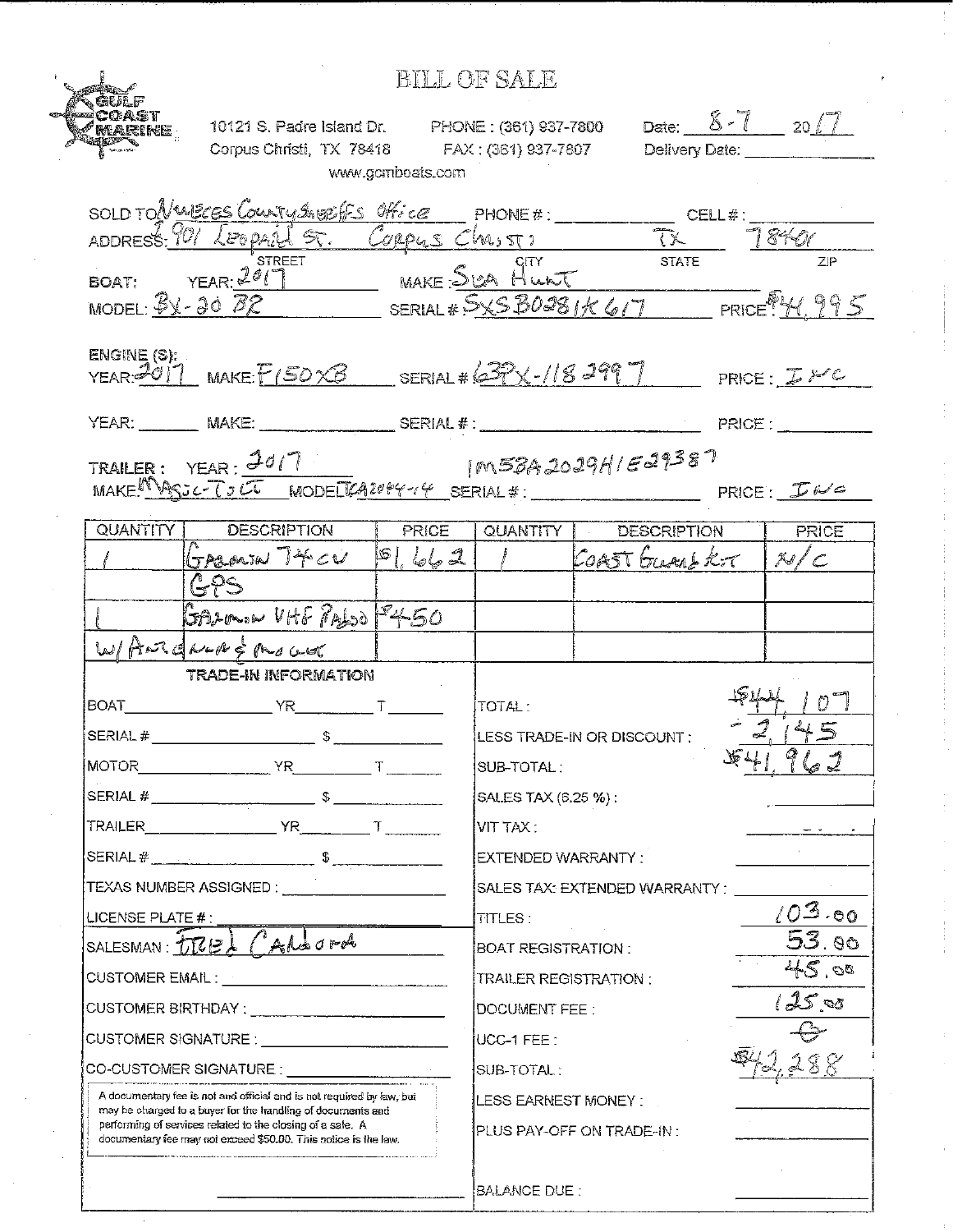# BILL OF SALE

GULF COAST MARINE

10121 S. Padre Island Dr.
Corpus Christi, TX 78418

PHONE : (361) 937-7800
FAX : (361) 937-7807

www.gcmboats.com

Date: 8-7 2017
Delivery Date: ______________

SOLD TO: Nueces County Sheriffs Office PHONE # : ______________ CELL # : ______________

ADDRESS: 901 Leopard St. Corpus Christi TX 78401
(STREET / CITY / STATE / ZIP)

BOAT: YEAR: 2017 MAKE: Sea Hunt

MODEL: BX-20 BR SERIAL #: SXSB0281K617 PRICE: $44,995

ENGINE (S):
YEAR: 2017 MAKE: F150XB SERIAL #: 63PX-1182997 PRICE: INC

YEAR: ______ MAKE: ______________ SERIAL #: ______________________ PRICE: ______________

TRAILER: YEAR: 2017
MAKE: Magic-Tilt MODEL: TCA2044-14 SERIAL #: 1M5BA2029H1E29387 PRICE: INC

| QUANTITY | DESCRIPTION | PRICE | QUANTITY | DESCRIPTION | PRICE |
|---|---|---|---|---|---|
| 1 | Garmin 74cv | $1,662 | 1 | Coast Guard Kit | N/C |
| | GPS | | | | |
| 1 | Garmin VHF Radio | $450 | | | |
| | w/Antenna & mount | | | | |

## TRADE-IN INFORMATION

BOAT ______________ YR ______ T ______

SERIAL # ______________ $ ______________

MOTOR ______________ YR ______ T ______

SERIAL # ______________ $ ______________

TRAILER ______________ YR ______ T ______

SERIAL # ______________ $ ______________

TEXAS NUMBER ASSIGNED : ______________

LICENSE PLATE # : ______________

SALESMAN : Fred Cardona

CUSTOMER EMAIL : ______________

CUSTOMER BIRTHDAY : ______________

CUSTOMER SIGNATURE : ______________

CO-CUSTOMER SIGNATURE : ______________

A documentary fee is not and official and is not required by law, but may be charged to a buyer for the handling of documents and performing of services related to the closing of a sale. A documentary fee may not exceed $50.00. This notice is the law.

| | |
|---|---|
| TOTAL : | $44,107 |
| LESS TRADE-IN OR DISCOUNT : | -2,145 |
| SUB-TOTAL : | $41,962 |
| SALES TAX (6.25 %) : | |
| VIT TAX : | - |
| EXTENDED WARRANTY : | |
| SALES TAX: EXTENDED WARRANTY : | |
| TITLES : | 103.00 |
| BOAT REGISTRATION : | 53.00 |
| TRAILER REGISTRATION : | 45.00 |
| DOCUMENT FEE : | 125.00 |
| UCC-1 FEE : | 0 |
| SUB-TOTAL : | $42,288 |
| LESS EARNEST MONEY : | |
| PLUS PAY-OFF ON TRADE-IN : | |
| BALANCE DUE : | |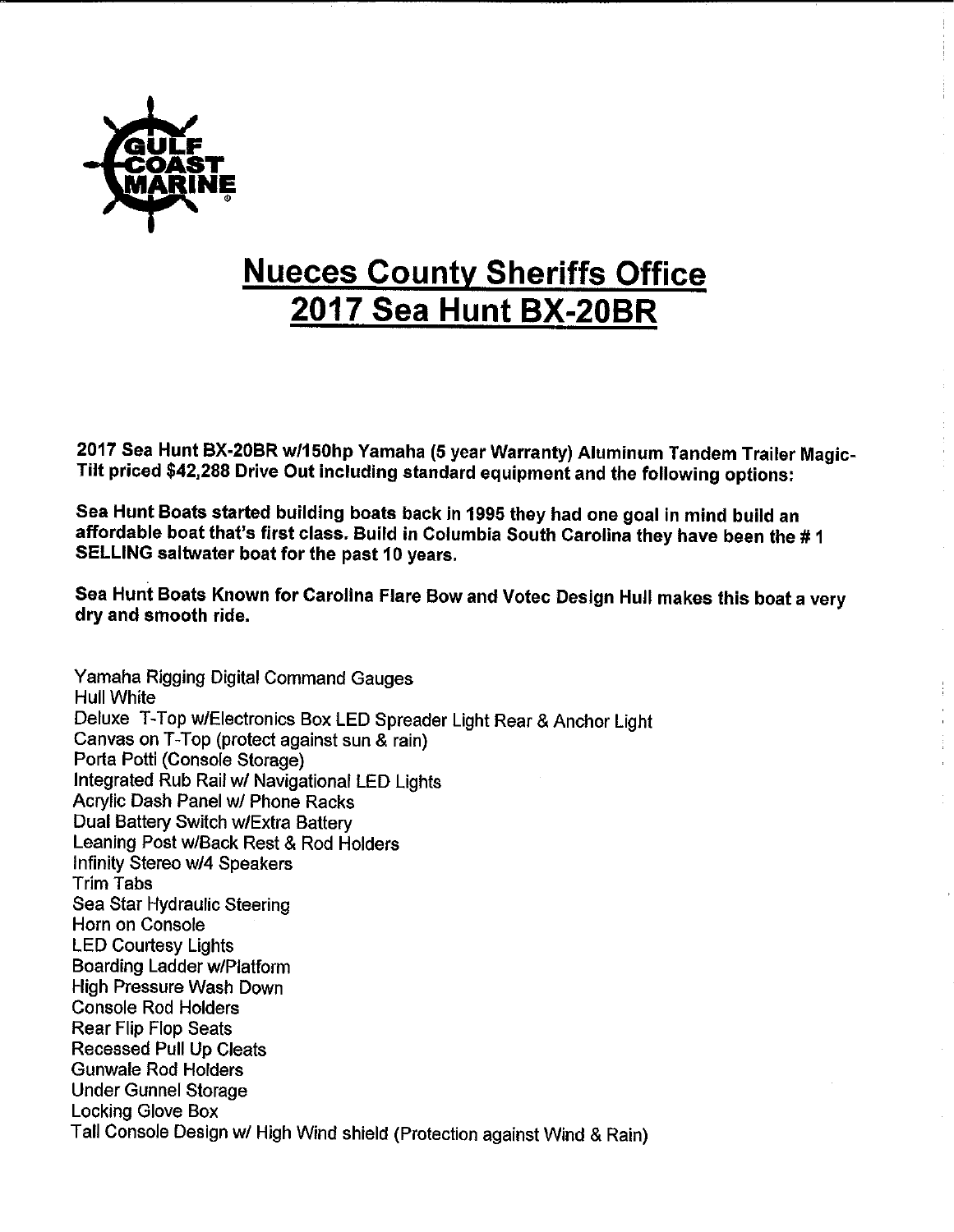GULF COAST MARINE

# Nueces County Sheriffs Office
# 2017 Sea Hunt BX-20BR

**2017 Sea Hunt BX-20BR w/150hp Yamaha (5 year Warranty) Aluminum Tandem Trailer Magic-Tilt priced $42,288 Drive Out including standard equipment and the following options:**

**Sea Hunt Boats started building boats back in 1995 they had one goal in mind build an affordable boat that's first class. Build in Columbia South Carolina they have been the # 1 SELLING saltwater boat for the past 10 years.**

**Sea Hunt Boats Known for Carolina Flare Bow and Votec Design Hull makes this boat a very dry and smooth ride.**

Yamaha Rigging Digital Command Gauges
Hull White
Deluxe T-Top w/Electronics Box LED Spreader Light Rear & Anchor Light
Canvas on T-Top (protect against sun & rain)
Porta Potti (Console Storage)
Integrated Rub Rail w/ Navigational LED Lights
Acrylic Dash Panel w/ Phone Racks
Dual Battery Switch w/Extra Battery
Leaning Post w/Back Rest & Rod Holders
Infinity Stereo w/4 Speakers
Trim Tabs
Sea Star Hydraulic Steering
Horn on Console
LED Courtesy Lights
Boarding Ladder w/Platform
High Pressure Wash Down
Console Rod Holders
Rear Flip Flop Seats
Recessed Pull Up Cleats
Gunwale Rod Holders
Under Gunnel Storage
Locking Glove Box
Tall Console Design w/ High Wind shield (Protection against Wind & Rain)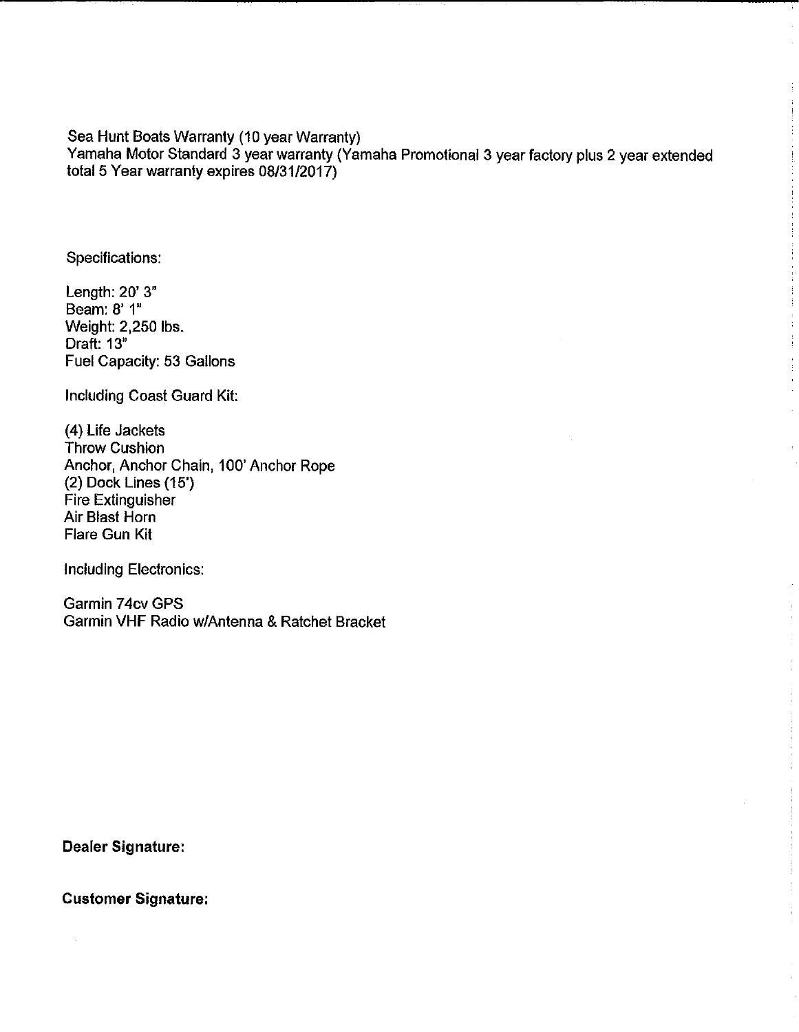Sea Hunt Boats Warranty (10 year Warranty)
Yamaha Motor Standard 3 year warranty (Yamaha Promotional 3 year factory plus 2 year extended total 5 Year warranty expires 08/31/2017)

Specifications:

Length: 20' 3"
Beam: 8' 1"
Weight: 2,250 lbs.
Draft: 13"
Fuel Capacity: 53 Gallons

Including Coast Guard Kit:

(4) Life Jackets
Throw Cushion
Anchor, Anchor Chain, 100' Anchor Rope
(2) Dock Lines (15')
Fire Extinguisher
Air Blast Horn
Flare Gun Kit

Including Electronics:

Garmin 74cv GPS
Garmin VHF Radio w/Antenna & Ratchet Bracket

**Dealer Signature:**

**Customer Signature:**